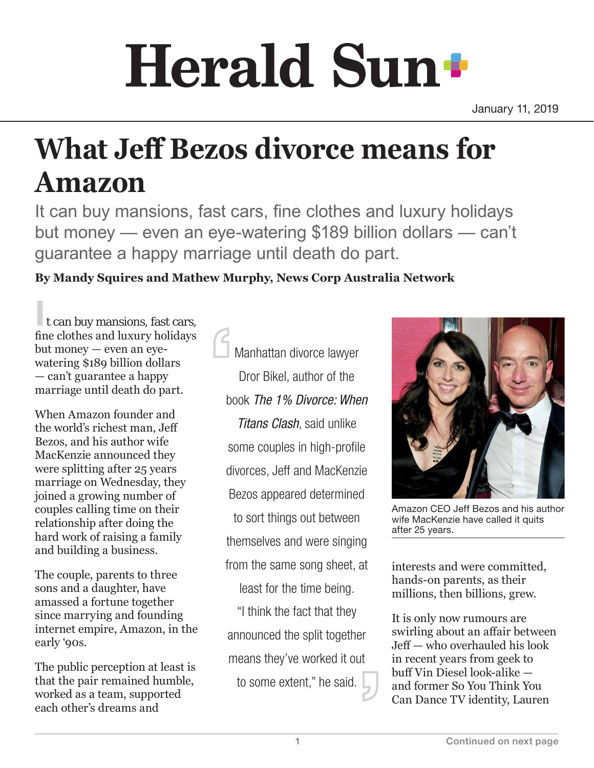# Herald Sun

January 11, 2019

# What Jeff Bezos divorce means for Amazon

It can buy mansions, fast cars, fine clothes and luxury holidays but money — even an eye-watering $189 billion dollars — can't guarantee a happy marriage until death do part.

**By Mandy Squires and Mathew Murphy, News Corp Australia Network**

It can buy mansions, fast cars, fine clothes and luxury holidays but money — even an eye-watering $189 billion dollars — can't guarantee a happy marriage until death do part.

When Amazon founder and the world's richest man, Jeff Bezos, and his author wife MacKenzie announced they were splitting after 25 years marriage on Wednesday, they joined a growing number of couples calling time on their relationship after doing the hard work of raising a family and building a business.

The couple, parents to three sons and a daughter, have amassed a fortune together since marrying and founding internet empire, Amazon, in the early '90s.

The public perception at least is that the pair remained humble, worked as a team, supported each other's dreams and interests and were committed, hands-on parents, as their millions, then billions, grew.

> Manhattan divorce lawyer Dror Bikel, author of the book *The 1% Divorce: When Titans Clash*, said unlike some couples in high-profile divorces, Jeff and MacKenzie Bezos appeared determined to sort things out between themselves and were singing from the same song sheet, at least for the time being. "I think the fact that they announced the split together means they've worked it out to some extent," he said.

Amazon CEO Jeff Bezos and his author wife MacKenzie have called it quits after 25 years.

It is only now rumours are swirling about an affair between Jeff — who overhauled his look in recent years from geek to buff Vin Diesel look-alike — and former So You Think You Can Dance TV identity, Lauren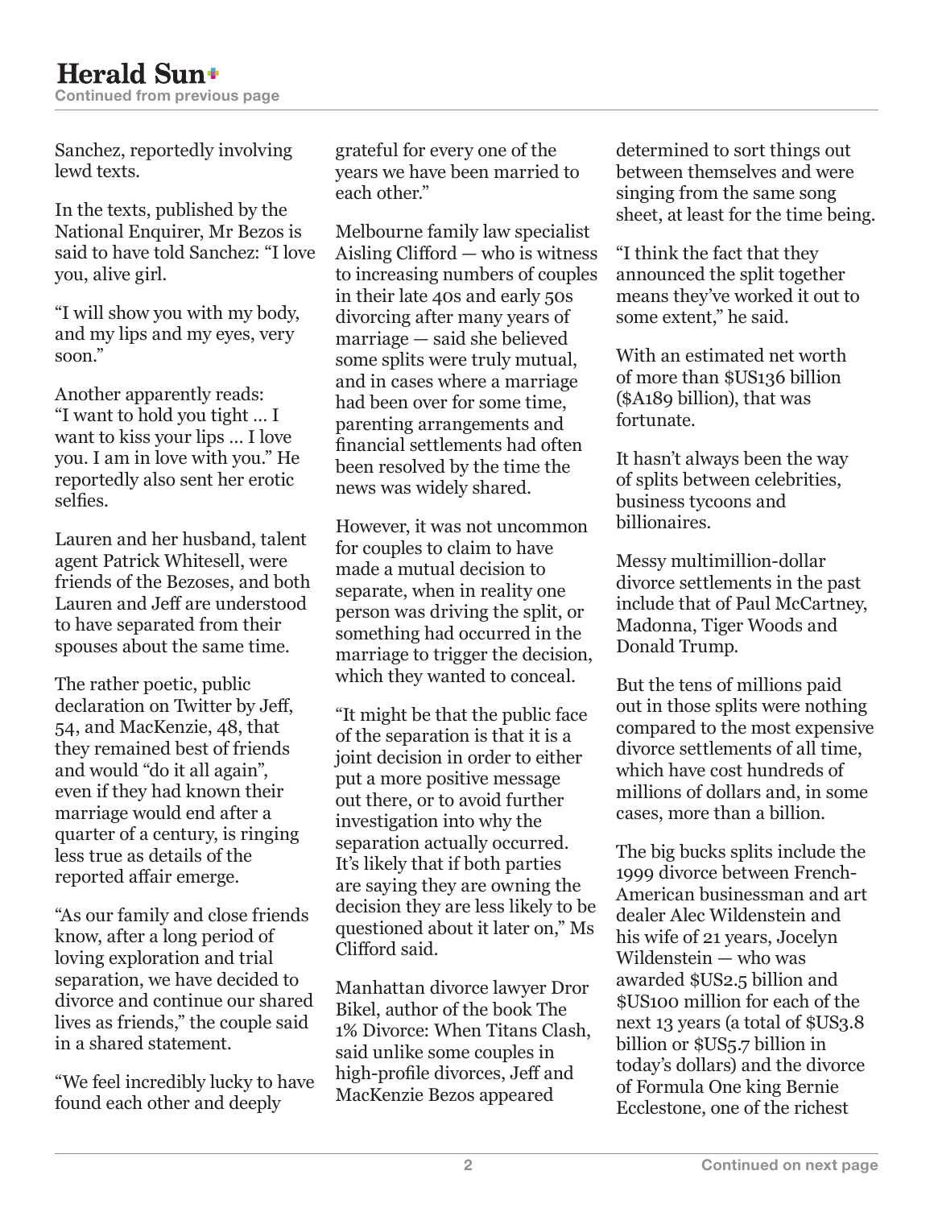Sanchez, reportedly involving lewd texts.

In the texts, published by the National Enquirer, Mr Bezos is said to have told Sanchez: "I love you, alive girl.

"I will show you with my body, and my lips and my eyes, very soon."

Another apparently reads: "I want to hold you tight ... I want to kiss your lips ... I love you. I am in love with you." He reportedly also sent her erotic selfies.

Lauren and her husband, talent agent Patrick Whitesell, were friends of the Bezoses, and both Lauren and Jeff are understood to have separated from their spouses about the same time.

The rather poetic, public declaration on Twitter by Jeff, 54, and MacKenzie, 48, that they remained best of friends and would "do it all again", even if they had known their marriage would end after a quarter of a century, is ringing less true as details of the reported affair emerge.

"As our family and close friends know, after a long period of loving exploration and trial separation, we have decided to divorce and continue our shared lives as friends," the couple said in a shared statement.

"We feel incredibly lucky to have found each other and deeply grateful for every one of the years we have been married to each other."

Melbourne family law specialist Aisling Clifford — who is witness to increasing numbers of couples in their late 40s and early 50s divorcing after many years of marriage — said she believed some splits were truly mutual, and in cases where a marriage had been over for some time, parenting arrangements and financial settlements had often been resolved by the time the news was widely shared.

However, it was not uncommon for couples to claim to have made a mutual decision to separate, when in reality one person was driving the split, or something had occurred in the marriage to trigger the decision, which they wanted to conceal.

"It might be that the public face of the separation is that it is a joint decision in order to either put a more positive message out there, or to avoid further investigation into why the separation actually occurred. It's likely that if both parties are saying they are owning the decision they are less likely to be questioned about it later on," Ms Clifford said.

Manhattan divorce lawyer Dror Bikel, author of the book The 1% Divorce: When Titans Clash, said unlike some couples in high-profile divorces, Jeff and MacKenzie Bezos appeared determined to sort things out between themselves and were singing from the same song sheet, at least for the time being.

"I think the fact that they announced the split together means they've worked it out to some extent," he said.

With an estimated net worth of more than $US136 billion ($A189 billion), that was fortunate.

It hasn't always been the way of splits between celebrities, business tycoons and billionaires.

Messy multimillion-dollar divorce settlements in the past include that of Paul McCartney, Madonna, Tiger Woods and Donald Trump.

But the tens of millions paid out in those splits were nothing compared to the most expensive divorce settlements of all time, which have cost hundreds of millions of dollars and, in some cases, more than a billion.

The big bucks splits include the 1999 divorce between French-American businessman and art dealer Alec Wildenstein and his wife of 21 years, Jocelyn Wildenstein — who was awarded $US2.5 billion and $US100 million for each of the next 13 years (a total of $US3.8 billion or $US5.7 billion in today's dollars) and the divorce of Formula One king Bernie Ecclestone, one of the richest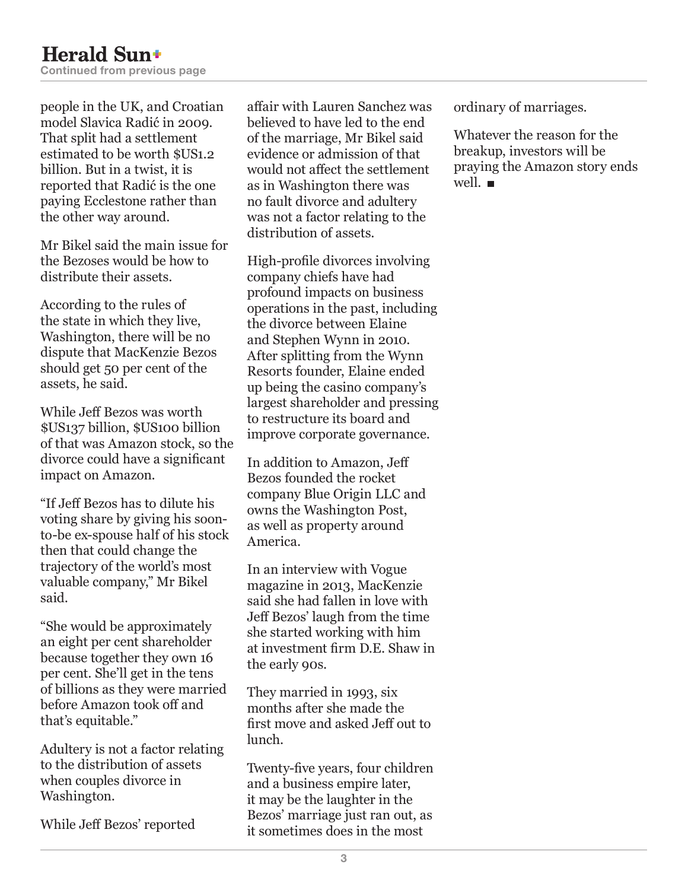people in the UK, and Croatian model Slavica Radić in 2009. That split had a settlement estimated to be worth $US1.2 billion. But in a twist, it is reported that Radić is the one paying Ecclestone rather than the other way around.

Mr Bikel said the main issue for the Bezoses would be how to distribute their assets.

According to the rules of the state in which they live, Washington, there will be no dispute that MacKenzie Bezos should get 50 per cent of the assets, he said.

While Jeff Bezos was worth $US137 billion, $US100 billion of that was Amazon stock, so the divorce could have a significant impact on Amazon.

"If Jeff Bezos has to dilute his voting share by giving his soon-to-be ex-spouse half of his stock then that could change the trajectory of the world's most valuable company," Mr Bikel said.

"She would be approximately an eight per cent shareholder because together they own 16 per cent. She'll get in the tens of billions as they were married before Amazon took off and that's equitable."

Adultery is not a factor relating to the distribution of assets when couples divorce in Washington.

While Jeff Bezos' reported affair with Lauren Sanchez was believed to have led to the end of the marriage, Mr Bikel said evidence or admission of that would not affect the settlement as in Washington there was no fault divorce and adultery was not a factor relating to the distribution of assets.

High-profile divorces involving company chiefs have had profound impacts on business operations in the past, including the divorce between Elaine and Stephen Wynn in 2010. After splitting from the Wynn Resorts founder, Elaine ended up being the casino company's largest shareholder and pressing to restructure its board and improve corporate governance.

In addition to Amazon, Jeff Bezos founded the rocket company Blue Origin LLC and owns the Washington Post, as well as property around America.

In an interview with Vogue magazine in 2013, MacKenzie said she had fallen in love with Jeff Bezos' laugh from the time she started working with him at investment firm D.E. Shaw in the early 90s.

They married in 1993, six months after she made the first move and asked Jeff out to lunch.

Twenty-five years, four children and a business empire later, it may be the laughter in the Bezos' marriage just ran out, as it sometimes does in the most ordinary of marriages.

Whatever the reason for the breakup, investors will be praying the Amazon story ends well. ■